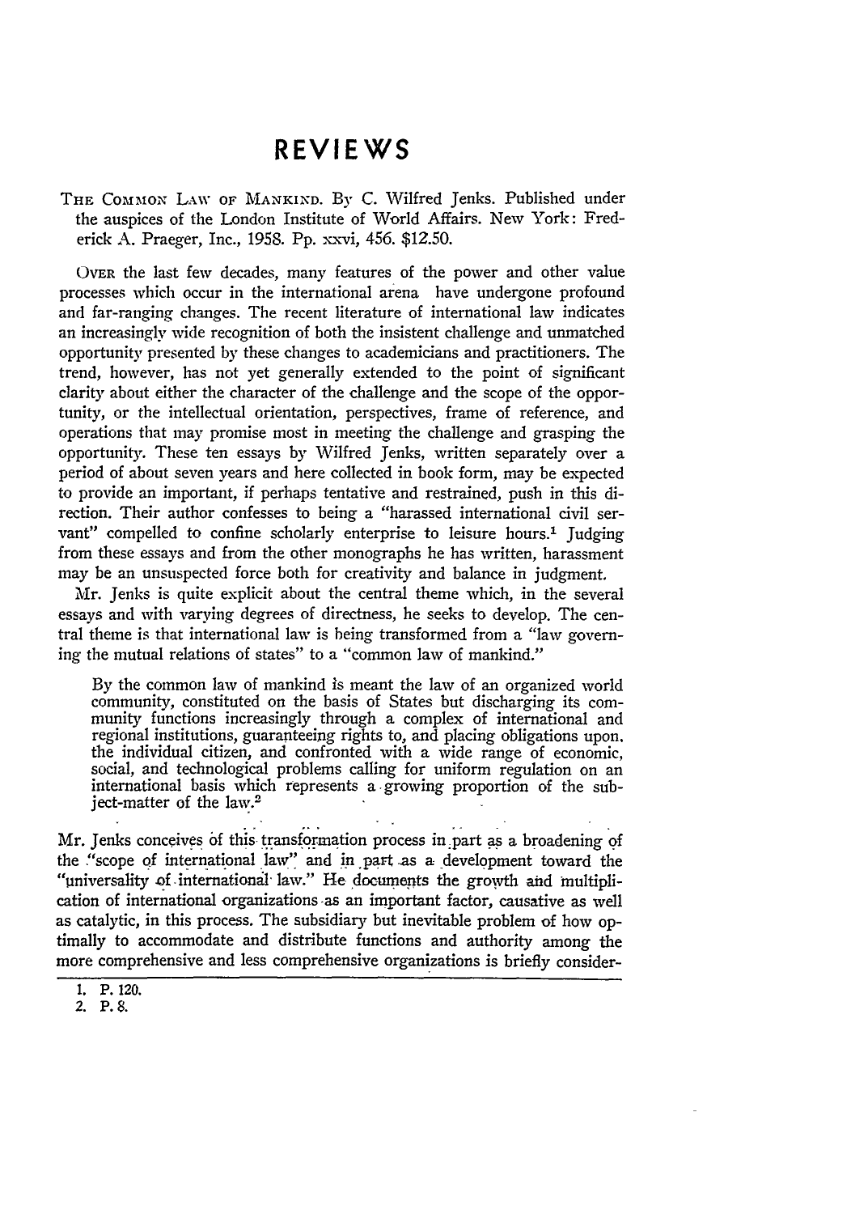# REVIEWS

THE COMMON LAW OF MANKIND. By C. Wilfred Jenks. Published under the auspices of the London Institute of World Affairs. New York: Frederick A. Praeger, Inc., 1958. Pp. xxvi, 456. $12.50.

OVER the last few decades, many features of the power and other value processes which occur in the international arena have undergone profound and far-ranging changes. The recent literature of international law indicates an increasingly wide recognition of both the insistent challenge and unmatched opportunity presented by these changes to academicians and practitioners. The trend, however, has not yet generally extended to the point of significant clarity about either the character of the challenge and the scope of the opportunity, or the intellectual orientation, perspectives, frame of reference, and operations that may promise most in meeting the challenge and grasping the opportunity. These ten essays by Wilfred Jenks, written separately over a period of about seven years and here collected in book form, may be expected to provide an important, if perhaps tentative and restrained, push in this direction. Their author confesses to being a "harassed international civil servant" compelled to confine scholarly enterprise to leisure hours.[1] Judging from these essays and from the other monographs he has written, harassment may be an unsuspected force both for creativity and balance in judgment.

Mr. Jenks is quite explicit about the central theme which, in the several essays and with varying degrees of directness, he seeks to develop. The central theme is that international law is being transformed from a "law governing the mutual relations of states" to a "common law of mankind."

> By the common law of mankind is meant the law of an organized world community, constituted on the basis of States but discharging its community functions increasingly through a complex of international and regional institutions, guaranteeing rights to, and placing obligations upon, the individual citizen, and confronted with a wide range of economic, social, and technological problems calling for uniform regulation on an international basis which represents a growing proportion of the subject-matter of the law.[2]

Mr. Jenks conceives of this transformation process in part as a broadening of the "scope of international law" and in part as a development toward the "universality of international law." He documents the growth and multiplication of international organizations as an important factor, causative as well as catalytic, in this process. The subsidiary but inevitable problem of how optimally to accommodate and distribute functions and authority among the more comprehensive and less comprehensive organizations is briefly consider-

1. P. 120.
2. P. 8.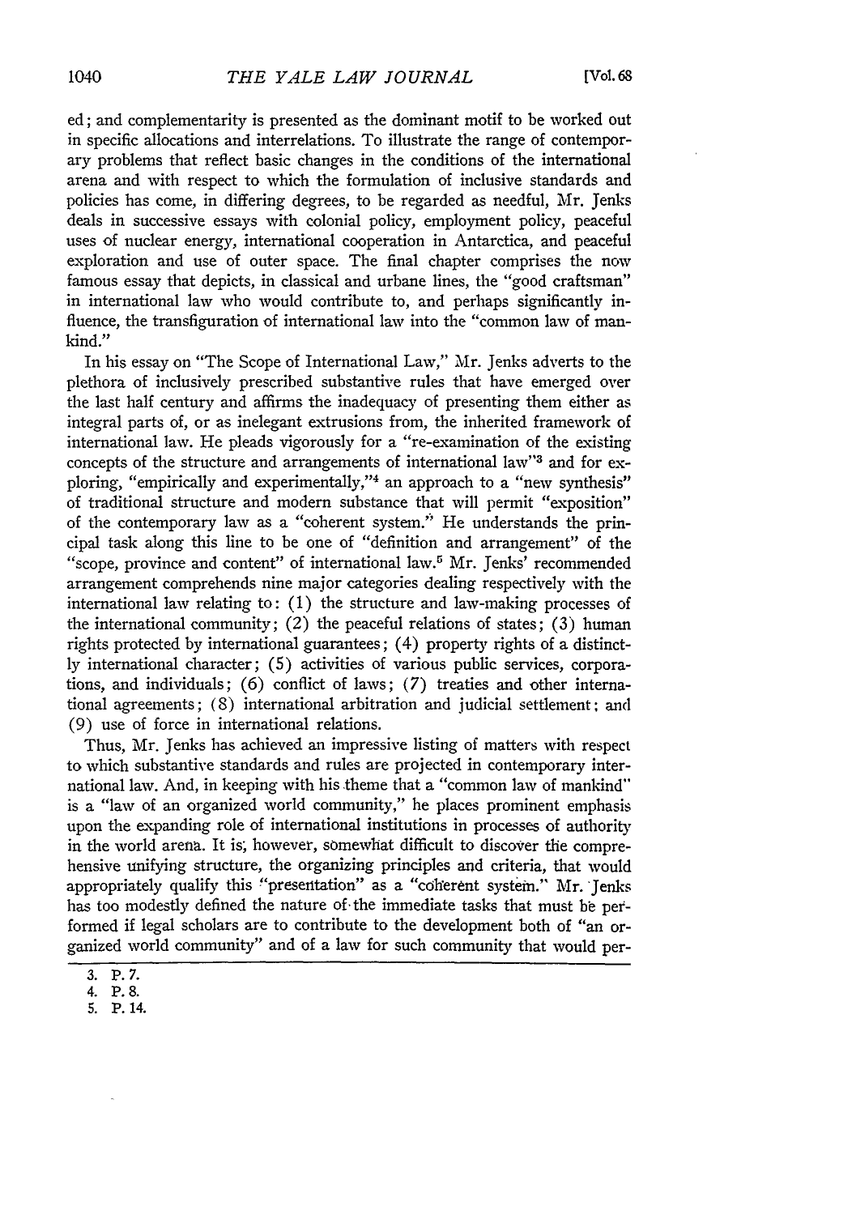ed; and complementarity is presented as the dominant motif to be worked out in specific allocations and interrelations. To illustrate the range of contemporary problems that reflect basic changes in the conditions of the international arena and with respect to which the formulation of inclusive standards and policies has come, in differing degrees, to be regarded as needful, Mr. Jenks deals in successive essays with colonial policy, employment policy, peaceful uses of nuclear energy, international cooperation in Antarctica, and peaceful exploration and use of outer space. The final chapter comprises the now famous essay that depicts, in classical and urbane lines, the "good craftsman" in international law who would contribute to, and perhaps significantly influence, the transfiguration of international law into the "common law of mankind."

In his essay on "The Scope of International Law," Mr. Jenks adverts to the plethora of inclusively prescribed substantive rules that have emerged over the last half century and affirms the inadequacy of presenting them either as integral parts of, or as inelegant extrusions from, the inherited framework of international law. He pleads vigorously for a "re-examination of the existing concepts of the structure and arrangements of international law"[3] and for exploring, "empirically and experimentally,"[4] an approach to a "new synthesis" of traditional structure and modern substance that will permit "exposition" of the contemporary law as a "coherent system." He understands the principal task along this line to be one of "definition and arrangement" of the "scope, province and content" of international law.[5] Mr. Jenks' recommended arrangement comprehends nine major categories dealing respectively with the international law relating to: (1) the structure and law-making processes of the international community; (2) the peaceful relations of states; (3) human rights protected by international guarantees; (4) property rights of a distinctly international character; (5) activities of various public services, corporations, and individuals; (6) conflict of laws; (7) treaties and other international agreements; (8) international arbitration and judicial settlement; and (9) use of force in international relations.

Thus, Mr. Jenks has achieved an impressive listing of matters with respect to which substantive standards and rules are projected in contemporary international law. And, in keeping with his theme that a "common law of mankind" is a "law of an organized world community," he places prominent emphasis upon the expanding role of international institutions in processes of authority in the world arena. It is, however, somewhat difficult to discover the comprehensive unifying structure, the organizing principles and criteria, that would appropriately qualify this "presentation" as a "coherent system." Mr. Jenks has too modestly defined the nature of the immediate tasks that must be performed if legal scholars are to contribute to the development both of "an organized world community" and of a law for such community that would per-

3. P. 7.
4. P. 8.
5. P. 14.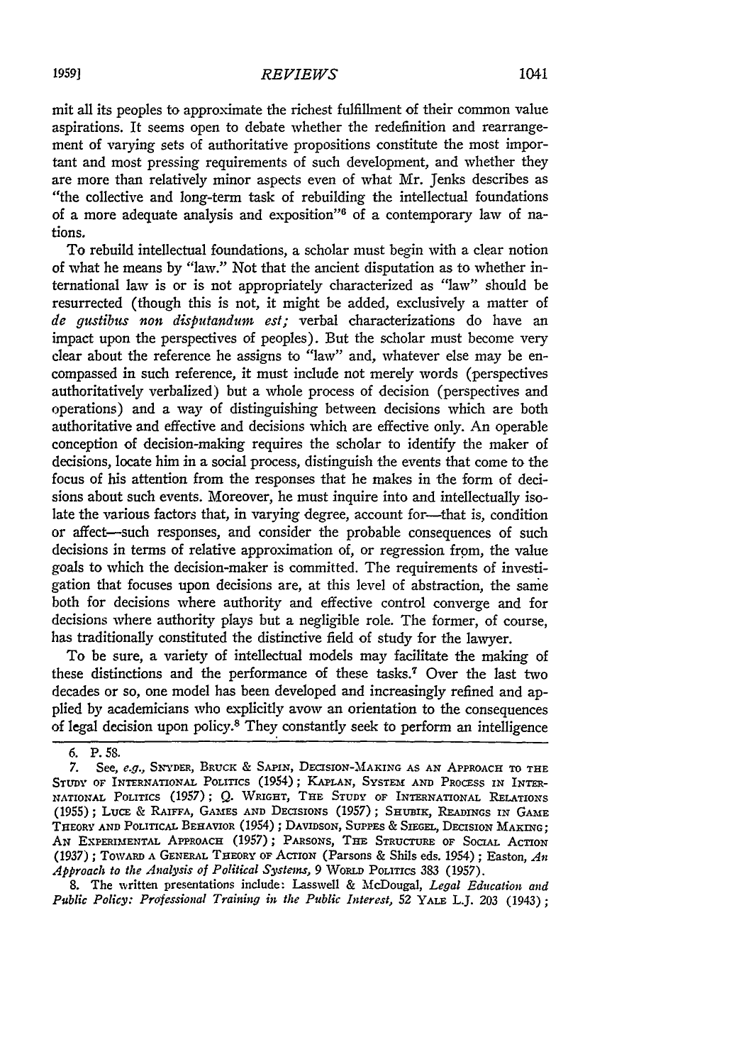mit all its peoples to approximate the richest fulfillment of their common value aspirations. It seems open to debate whether the redefinition and rearrangement of varying sets of authoritative propositions constitute the most important and most pressing requirements of such development, and whether they are more than relatively minor aspects even of what Mr. Jenks describes as "the collective and long-term task of rebuilding the intellectual foundations of a more adequate analysis and exposition"[6] of a contemporary law of nations.

To rebuild intellectual foundations, a scholar must begin with a clear notion of what he means by "law." Not that the ancient disputation as to whether international law is or is not appropriately characterized as "law" should be resurrected (though this is not, it might be added, exclusively a matter of *de gustibus non disputandum est;* verbal characterizations do have an impact upon the perspectives of peoples). But the scholar must become very clear about the reference he assigns to "law" and, whatever else may be encompassed in such reference, it must include not merely words (perspectives authoritatively verbalized) but a whole process of decision (perspectives and operations) and a way of distinguishing between decisions which are both authoritative and effective and decisions which are effective only. An operable conception of decision-making requires the scholar to identify the maker of decisions, locate him in a social process, distinguish the events that come to the focus of his attention from the responses that he makes in the form of decisions about such events. Moreover, he must inquire into and intellectually isolate the various factors that, in varying degree, account for—that is, condition or affect—such responses, and consider the probable consequences of such decisions in terms of relative approximation of, or regression from, the value goals to which the decision-maker is committed. The requirements of investigation that focuses upon decisions are, at this level of abstraction, the same both for decisions where authority and effective control converge and for decisions where authority plays but a negligible role. The former, of course, has traditionally constituted the distinctive field of study for the lawyer.

To be sure, a variety of intellectual models may facilitate the making of these distinctions and the performance of these tasks.[7] Over the last two decades or so, one model has been developed and increasingly refined and applied by academicians who explicitly avow an orientation to the consequences of legal decision upon policy.[8] They constantly seek to perform an intelligence

---

6. P. 58.

7. See, *e.g.*, SNYDER, BRUCK & SAPIN, DECISION-MAKING AS AN APPROACH TO THE STUDY OF INTERNATIONAL POLITICS (1954); KAPLAN, SYSTEM AND PROCESS IN INTERNATIONAL POLITICS (1957); Q. WRIGHT, THE STUDY OF INTERNATIONAL RELATIONS (1955); LUCE & RAIFFA, GAMES AND DECISIONS (1957); SHUBIK, READINGS IN GAME THEORY AND POLITICAL BEHAVIOR (1954); DAVIDSON, SUPPES & SIEGEL, DECISION MAKING: AN EXPERIMENTAL APPROACH (1957); PARSONS, THE STRUCTURE OF SOCIAL ACTION (1937); TOWARD A GENERAL THEORY OF ACTION (Parsons & Shils eds. 1954); Easton, *An Approach to the Analysis of Political Systems*, 9 WORLD POLITICS 383 (1957).

8. The written presentations include: Lasswell & McDougal, *Legal Education and Public Policy: Professional Training in the Public Interest*, 52 YALE L.J. 203 (1943);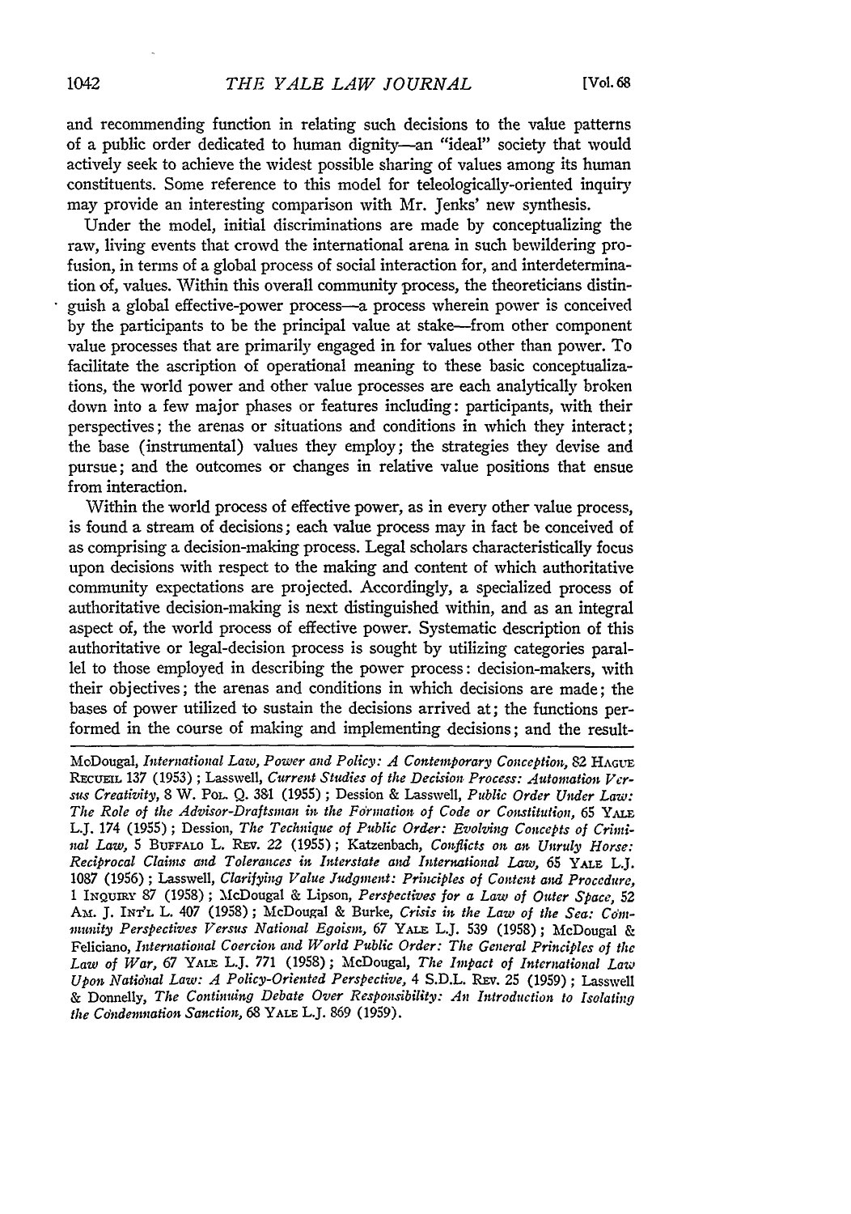and recommending function in relating such decisions to the value patterns of a public order dedicated to human dignity—an "ideal" society that would actively seek to achieve the widest possible sharing of values among its human constituents. Some reference to this model for teleologically-oriented inquiry may provide an interesting comparison with Mr. Jenks' new synthesis.

Under the model, initial discriminations are made by conceptualizing the raw, living events that crowd the international arena in such bewildering profusion, in terms of a global process of social interaction for, and interdetermination of, values. Within this overall community process, the theoreticians distinguish a global effective-power process—a process wherein power is conceived by the participants to be the principal value at stake—from other component value processes that are primarily engaged in for values other than power. To facilitate the ascription of operational meaning to these basic conceptualizations, the world power and other value processes are each analytically broken down into a few major phases or features including: participants, with their perspectives; the arenas or situations and conditions in which they interact; the base (instrumental) values they employ; the strategies they devise and pursue; and the outcomes or changes in relative value positions that ensue from interaction.

Within the world process of effective power, as in every other value process, is found a stream of decisions; each value process may in fact be conceived of as comprising a decision-making process. Legal scholars characteristically focus upon decisions with respect to the making and content of which authoritative community expectations are projected. Accordingly, a specialized process of authoritative decision-making is next distinguished within, and as an integral aspect of, the world process of effective power. Systematic description of this authoritative or legal-decision process is sought by utilizing categories parallel to those employed in describing the power process: decision-makers, with their objectives; the arenas and conditions in which decisions are made; the bases of power utilized to sustain the decisions arrived at; the functions performed in the course of making and implementing decisions; and the result-

---

McDougal, *International Law, Power and Policy: A Contemporary Conception*, 82 HAGUE RECUEIL 137 (1953); Lasswell, *Current Studies of the Decision Process: Automation Versus Creativity*, 8 W. POL. Q. 381 (1955); Dession & Lasswell, *Public Order Under Law: The Role of the Advisor-Draftsman in the Formation of Code or Constitution*, 65 YALE L.J. 174 (1955); Dession, *The Technique of Public Order: Evolving Concepts of Criminal Law*, 5 BUFFALO L. REV. 22 (1955); Katzenbach, *Conflicts on an Unruly Horse: Reciprocal Claims and Tolerances in Interstate and International Law*, 65 YALE L.J. 1087 (1956); Lasswell, *Clarifying Value Judgment: Principles of Content and Procedure*, 1 INQUIRY 87 (1958); McDougal & Lipson, *Perspectives for a Law of Outer Space*, 52 AM. J. INT'L L. 407 (1958); McDougal & Burke, *Crisis in the Law of the Sea: Community Perspectives Versus National Egoism*, 67 YALE L.J. 539 (1958); McDougal & Feliciano, *International Coercion and World Public Order: The General Principles of the Law of War*, 67 YALE L.J. 771 (1958); McDougal, *The Impact of International Law Upon National Law: A Policy-Oriented Perspective*, 4 S.D.L. REV. 25 (1959); Lasswell & Donnelly, *The Continuing Debate Over Responsibility: An Introduction to Isolating the Condemnation Sanction*, 68 YALE L.J. 869 (1959).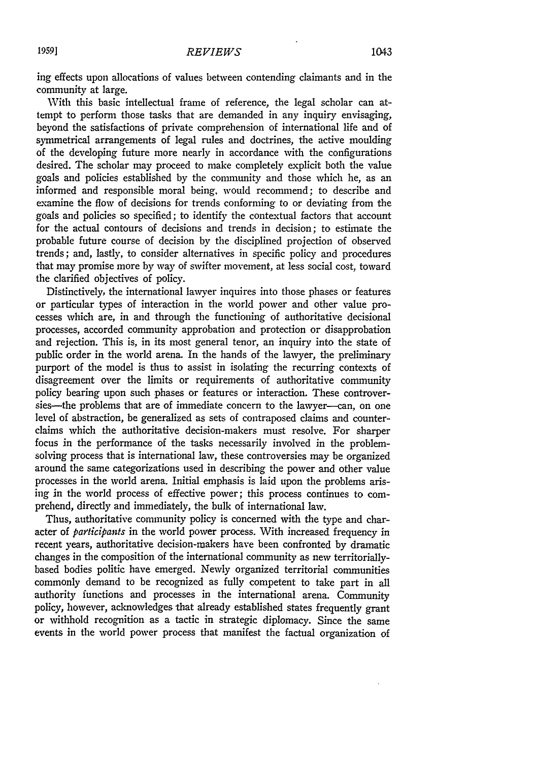ing effects upon allocations of values between contending claimants and in the community at large.

With this basic intellectual frame of reference, the legal scholar can attempt to perform those tasks that are demanded in any inquiry envisaging, beyond the satisfactions of private comprehension of international life and of symmetrical arrangements of legal rules and doctrines, the active moulding of the developing future more nearly in accordance with the configurations desired. The scholar may proceed to make completely explicit both the value goals and policies established by the community and those which he, as an informed and responsible moral being, would recommend; to describe and examine the flow of decisions for trends conforming to or deviating from the goals and policies so specified; to identify the contextual factors that account for the actual contours of decisions and trends in decision; to estimate the probable future course of decision by the disciplined projection of observed trends; and, lastly, to consider alternatives in specific policy and procedures that may promise more by way of swifter movement, at less social cost, toward the clarified objectives of policy.

Distinctively, the international lawyer inquires into those phases or features or particular types of interaction in the world power and other value processes which are, in and through the functioning of authoritative decisional processes, accorded community approbation and protection or disapprobation and rejection. This is, in its most general tenor, an inquiry into the state of public order in the world arena. In the hands of the lawyer, the preliminary purport of the model is thus to assist in isolating the recurring contexts of disagreement over the limits or requirements of authoritative community policy bearing upon such phases or features or interaction. These controversies—the problems that are of immediate concern to the lawyer—can, on one level of abstraction, be generalized as sets of contraposed claims and counterclaims which the authoritative decision-makers must resolve. For sharper focus in the performance of the tasks necessarily involved in the problem-solving process that is international law, these controversies may be organized around the same categorizations used in describing the power and other value processes in the world arena. Initial emphasis is laid upon the problems arising in the world process of effective power; this process continues to comprehend, directly and immediately, the bulk of international law.

Thus, authoritative community policy is concerned with the type and character of *participants* in the world power process. With increased frequency in recent years, authoritative decision-makers have been confronted by dramatic changes in the composition of the international community as new territorially-based bodies politic have emerged. Newly organized territorial communities commonly demand to be recognized as fully competent to take part in all authority functions and processes in the international arena. Community policy, however, acknowledges that already established states frequently grant or withhold recognition as a tactic in strategic diplomacy. Since the same events in the world power process that manifest the factual organization of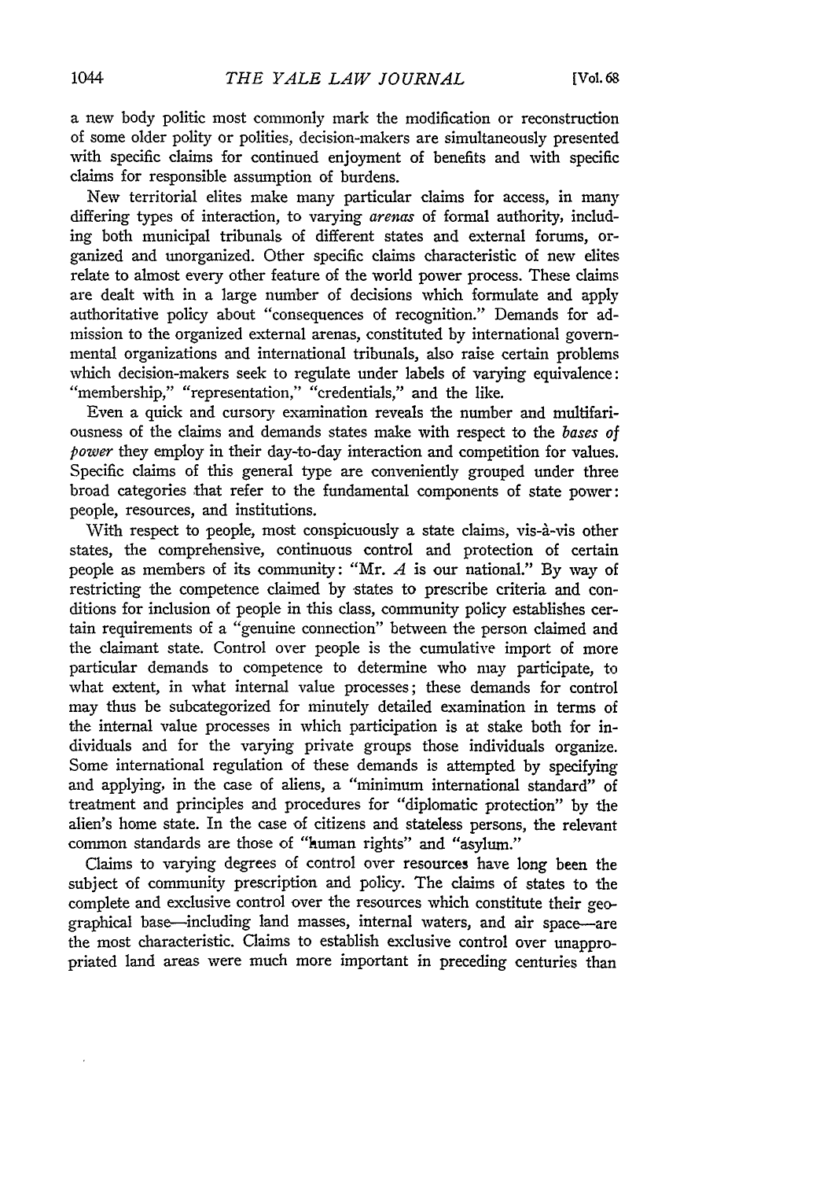a new body politic most commonly mark the modification or reconstruction of some older polity or polities, decision-makers are simultaneously presented with specific claims for continued enjoyment of benefits and with specific claims for responsible assumption of burdens.

New territorial elites make many particular claims for access, in many differing types of interaction, to varying *arenas* of formal authority, including both municipal tribunals of different states and external forums, organized and unorganized. Other specific claims characteristic of new elites relate to almost every other feature of the world power process. These claims are dealt with in a large number of decisions which formulate and apply authoritative policy about "consequences of recognition." Demands for admission to the organized external arenas, constituted by international governmental organizations and international tribunals, also raise certain problems which decision-makers seek to regulate under labels of varying equivalence: "membership," "representation," "credentials," and the like.

Even a quick and cursory examination reveals the number and multifariousness of the claims and demands states make with respect to the *bases of power* they employ in their day-to-day interaction and competition for values. Specific claims of this general type are conveniently grouped under three broad categories that refer to the fundamental components of state power: people, resources, and institutions.

With respect to people, most conspicuously a state claims, vis-à-vis other states, the comprehensive, continuous control and protection of certain people as members of its community: "Mr. *A* is our national." By way of restricting the competence claimed by states to prescribe criteria and conditions for inclusion of people in this class, community policy establishes certain requirements of a "genuine connection" between the person claimed and the claimant state. Control over people is the cumulative import of more particular demands to competence to determine who may participate, to what extent, in what internal value processes; these demands for control may thus be subcategorized for minutely detailed examination in terms of the internal value processes in which participation is at stake both for individuals and for the varying private groups those individuals organize. Some international regulation of these demands is attempted by specifying and applying, in the case of aliens, a "minimum international standard" of treatment and principles and procedures for "diplomatic protection" by the alien's home state. In the case of citizens and stateless persons, the relevant common standards are those of "human rights" and "asylum."

Claims to varying degrees of control over resources have long been the subject of community prescription and policy. The claims of states to the complete and exclusive control over the resources which constitute their geographical base—including land masses, internal waters, and air space—are the most characteristic. Claims to establish exclusive control over unappropriated land areas were much more important in preceding centuries than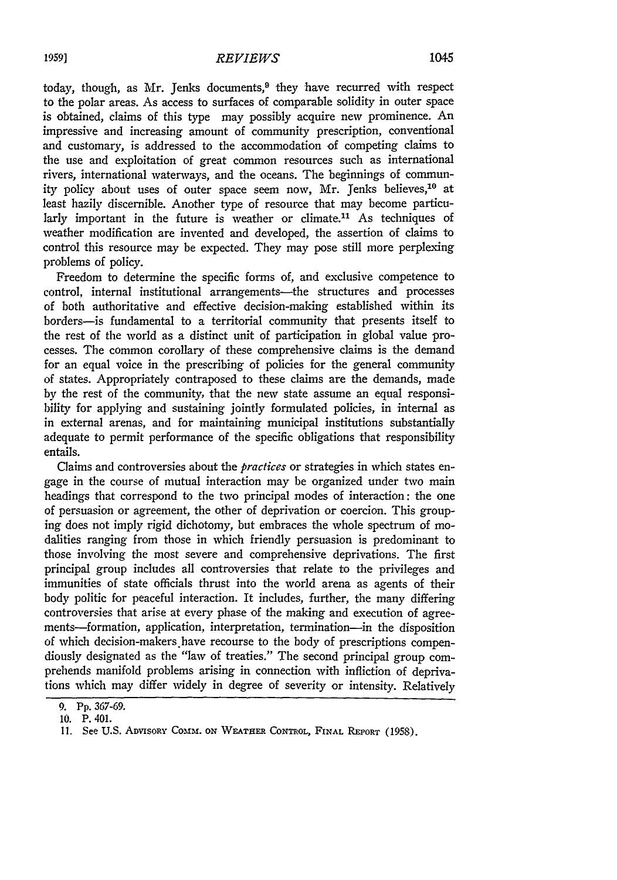today, though, as Mr. Jenks documents,[9] they have recurred with respect to the polar areas. As access to surfaces of comparable solidity in outer space is obtained, claims of this type may possibly acquire new prominence. An impressive and increasing amount of community prescription, conventional and customary, is addressed to the accommodation of competing claims to the use and exploitation of great common resources such as international rivers, international waterways, and the oceans. The beginnings of community policy about uses of outer space seem now, Mr. Jenks believes,[10] at least hazily discernible. Another type of resource that may become particularly important in the future is weather or climate.[11] As techniques of weather modification are invented and developed, the assertion of claims to control this resource may be expected. They may pose still more perplexing problems of policy.

Freedom to determine the specific forms of, and exclusive competence to control, internal institutional arrangements—the structures and processes of both authoritative and effective decision-making established within its borders—is fundamental to a territorial community that presents itself to the rest of the world as a distinct unit of participation in global value processes. The common corollary of these comprehensive claims is the demand for an equal voice in the prescribing of policies for the general community of states. Appropriately contraposed to these claims are the demands, made by the rest of the community, that the new state assume an equal responsibility for applying and sustaining jointly formulated policies, in internal as in external arenas, and for maintaining municipal institutions substantially adequate to permit performance of the specific obligations that responsibility entails.

Claims and controversies about the *practices* or strategies in which states engage in the course of mutual interaction may be organized under two main headings that correspond to the two principal modes of interaction: the one of persuasion or agreement, the other of deprivation or coercion. This grouping does not imply rigid dichotomy, but embraces the whole spectrum of modalities ranging from those in which friendly persuasion is predominant to those involving the most severe and comprehensive deprivations. The first principal group includes all controversies that relate to the privileges and immunities of state officials thrust into the world arena as agents of their body politic for peaceful interaction. It includes, further, the many differing controversies that arise at every phase of the making and execution of agreements—formation, application, interpretation, termination—in the disposition of which decision-makers have recourse to the body of prescriptions compendiously designated as the "law of treaties." The second principal group comprehends manifold problems arising in connection with infliction of deprivations which may differ widely in degree of severity or intensity. Relatively

9. Pp. 367-69.

10. P. 401.

11. See U.S. Advisory Comm. on Weather Control, Final Report (1958).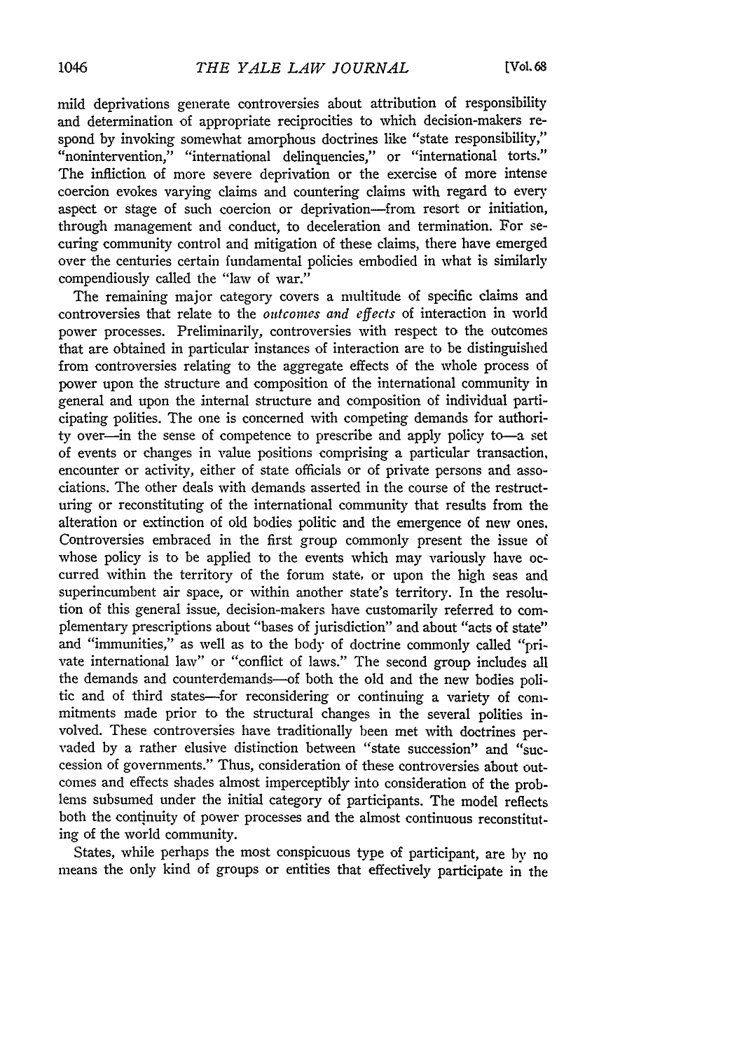mild deprivations generate controversies about attribution of responsibility and determination of appropriate reciprocities to which decision-makers respond by invoking somewhat amorphous doctrines like "state responsibility," "nonintervention," "international delinquencies," or "international torts." The infliction of more severe deprivation or the exercise of more intense coercion evokes varying claims and countering claims with regard to every aspect or stage of such coercion or deprivation—from resort or initiation, through management and conduct, to deceleration and termination. For securing community control and mitigation of these claims, there have emerged over the centuries certain fundamental policies embodied in what is similarly compendiously called the "law of war."

The remaining major category covers a multitude of specific claims and controversies that relate to the *outcomes and effects* of interaction in world power processes. Preliminarily, controversies with respect to the outcomes that are obtained in particular instances of interaction are to be distinguished from controversies relating to the aggregate effects of the whole process of power upon the structure and composition of the international community in general and upon the internal structure and composition of individual participating polities. The one is concerned with competing demands for authority over—in the sense of competence to prescribe and apply policy to—a set of events or changes in value positions comprising a particular transaction, encounter or activity, either of state officials or of private persons and associations. The other deals with demands asserted in the course of the restructuring or reconstituting of the international community that results from the alteration or extinction of old bodies politic and the emergence of new ones. Controversies embraced in the first group commonly present the issue of whose policy is to be applied to the events which may variously have occurred within the territory of the forum state, or upon the high seas and superincumbent air space, or within another state's territory. In the resolution of this general issue, decision-makers have customarily referred to complementary prescriptions about "bases of jurisdiction" and about "acts of state" and "immunities," as well as to the body of doctrine commonly called "private international law" or "conflict of laws." The second group includes all the demands and counterdemands—of both the old and the new bodies politic and of third states—for reconsidering or continuing a variety of commitments made prior to the structural changes in the several polities involved. These controversies have traditionally been met with doctrines pervaded by a rather elusive distinction between "state succession" and "succession of governments." Thus, consideration of these controversies about outcomes and effects shades almost imperceptibly into consideration of the problems subsumed under the initial category of participants. The model reflects both the continuity of power processes and the almost continuous reconstituting of the world community.

States, while perhaps the most conspicuous type of participant, are by no means the only kind of groups or entities that effectively participate in the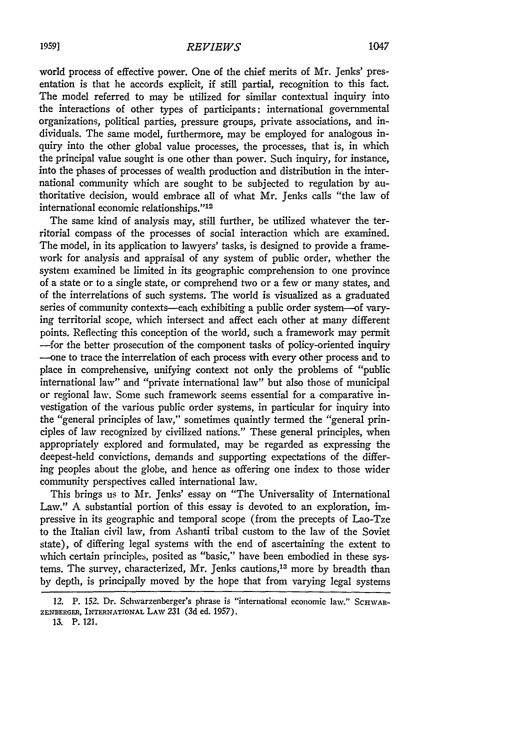world process of effective power. One of the chief merits of Mr. Jenks' presentation is that he accords explicit, if still partial, recognition to this fact. The model referred to may be utilized for similar contextual inquiry into the interactions of other types of participants: international governmental organizations, political parties, pressure groups, private associations, and individuals. The same model, furthermore, may be employed for analogous inquiry into the other global value processes, the processes, that is, in which the principal value sought is one other than power. Such inquiry, for instance, into the phases of processes of wealth production and distribution in the international community which are sought to be subjected to regulation by authoritative decision, would embrace all of what Mr. Jenks calls "the law of international economic relationships."[12]

The same kind of analysis may, still further, be utilized whatever the territorial compass of the processes of social interaction which are examined. The model, in its application to lawyers' tasks, is designed to provide a framework for analysis and appraisal of any system of public order, whether the system examined be limited in its geographic comprehension to one province of a state or to a single state, or comprehend two or a few or many states, and of the interrelations of such systems. The world is visualized as a graduated series of community contexts—each exhibiting a public order system—of varying territorial scope, which intersect and affect each other at many different points. Reflecting this conception of the world, such a framework may permit —for the better prosecution of the component tasks of policy-oriented inquiry —one to trace the interrelation of each process with every other process and to place in comprehensive, unifying context not only the problems of "public international law" and "private international law" but also those of municipal or regional law. Some such framework seems essential for a comparative investigation of the various public order systems, in particular for inquiry into the "general principles of law," sometimes quaintly termed the "general principles of law recognized by civilized nations." These general principles, when appropriately explored and formulated, may be regarded as expressing the deepest-held convictions, demands and supporting expectations of the differing peoples about the globe, and hence as offering one index to those wider community perspectives called international law.

This brings us to Mr. Jenks' essay on "The Universality of International Law." A substantial portion of this essay is devoted to an exploration, impressive in its geographic and temporal scope (from the precepts of Lao-Tze to the Italian civil law, from Ashanti tribal custom to the law of the Soviet state), of differing legal systems with the end of ascertaining the extent to which certain principles, posited as "basic," have been embodied in these systems. The survey, characterized, Mr. Jenks cautions,[13] more by breadth than by depth, is principally moved by the hope that from varying legal systems

---

12. P. 152. Dr. Schwarzenberger's phrase is "international economic law." SCHWARZENBERGER, INTERNATIONAL LAW 231 (3d ed. 1957).

13. P. 121.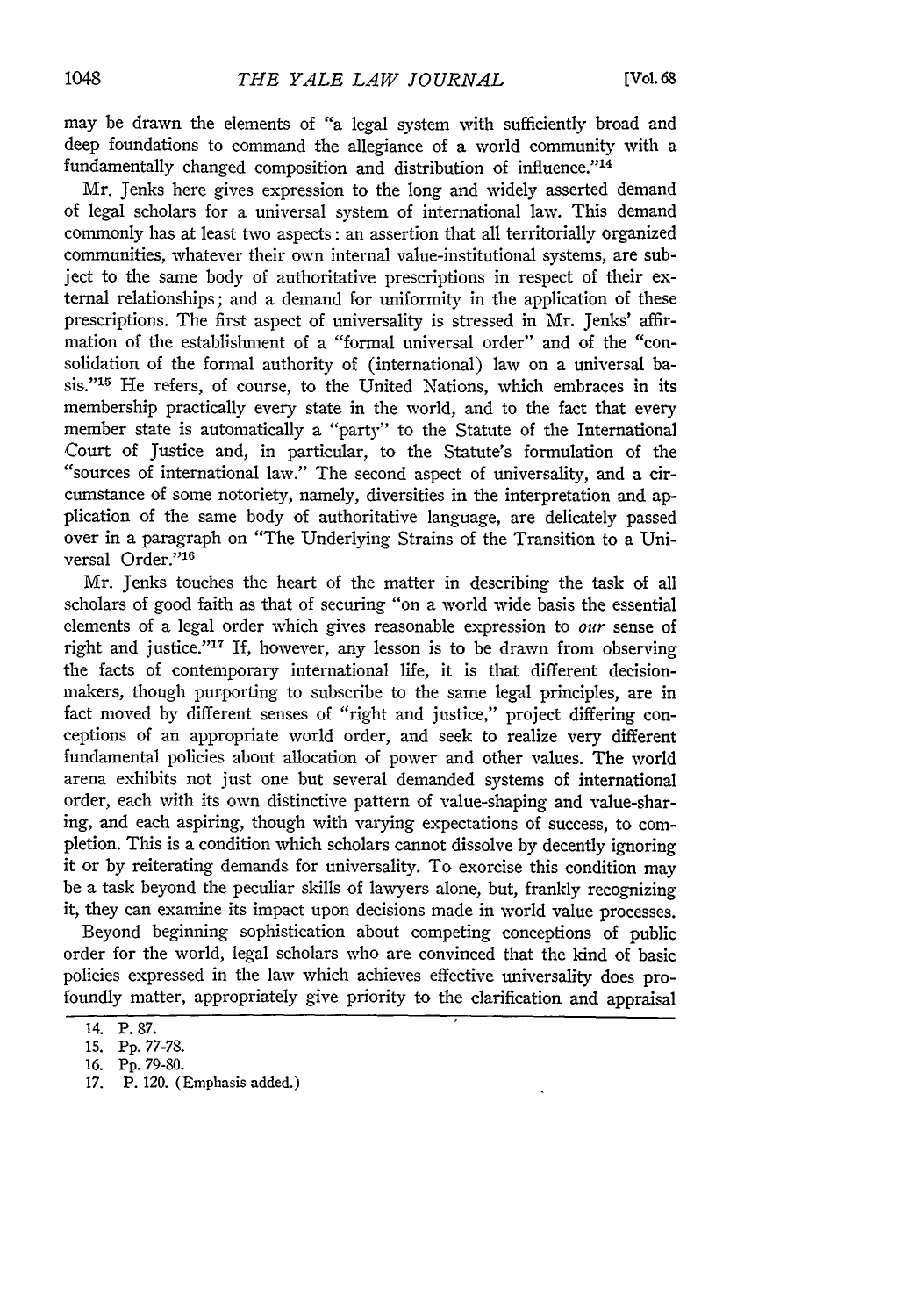may be drawn the elements of "a legal system with sufficiently broad and deep foundations to command the allegiance of a world community with a fundamentally changed composition and distribution of influence."[14]

Mr. Jenks here gives expression to the long and widely asserted demand of legal scholars for a universal system of international law. This demand commonly has at least two aspects: an assertion that all territorially organized communities, whatever their own internal value-institutional systems, are subject to the same body of authoritative prescriptions in respect of their external relationships; and a demand for uniformity in the application of these prescriptions. The first aspect of universality is stressed in Mr. Jenks' affirmation of the establishment of a "formal universal order" and of the "consolidation of the formal authority of (international) law on a universal basis."[15] He refers, of course, to the United Nations, which embraces in its membership practically every state in the world, and to the fact that every member state is automatically a "party" to the Statute of the International Court of Justice and, in particular, to the Statute's formulation of the "sources of international law." The second aspect of universality, and a circumstance of some notoriety, namely, diversities in the interpretation and application of the same body of authoritative language, are delicately passed over in a paragraph on "The Underlying Strains of the Transition to a Universal Order."[16]

Mr. Jenks touches the heart of the matter in describing the task of all scholars of good faith as that of securing "on a world wide basis the essential elements of a legal order which gives reasonable expression to *our* sense of right and justice."[17] If, however, any lesson is to be drawn from observing the facts of contemporary international life, it is that different decision-makers, though purporting to subscribe to the same legal principles, are in fact moved by different senses of "right and justice," project differing conceptions of an appropriate world order, and seek to realize very different fundamental policies about allocation of power and other values. The world arena exhibits not just one but several demanded systems of international order, each with its own distinctive pattern of value-shaping and value-sharing, and each aspiring, though with varying expectations of success, to completion. This is a condition which scholars cannot dissolve by decently ignoring it or by reiterating demands for universality. To exorcise this condition may be a task beyond the peculiar skills of lawyers alone, but, frankly recognizing it, they can examine its impact upon decisions made in world value processes.

Beyond beginning sophistication about competing conceptions of public order for the world, legal scholars who are convinced that the kind of basic policies expressed in the law which achieves effective universality does profoundly matter, appropriately give priority to the clarification and appraisal

14. P. 87.

15. Pp. 77-78.

16. Pp. 79-80.

17. P. 120. (Emphasis added.)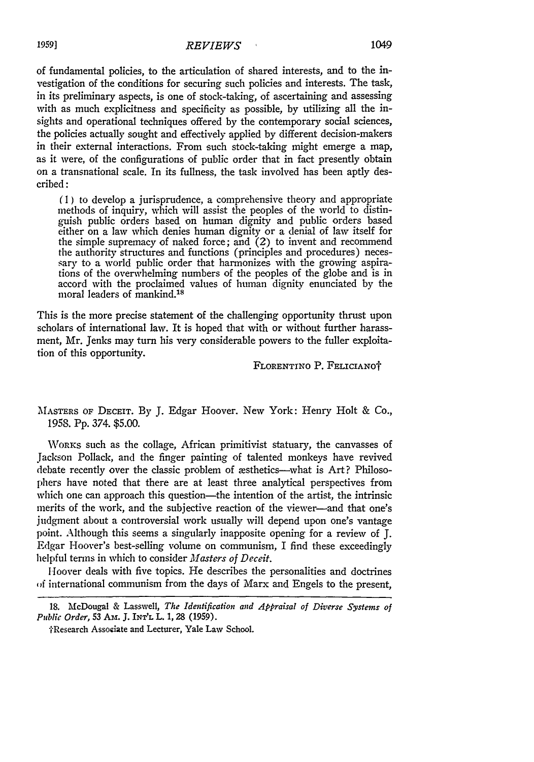of fundamental policies, to the articulation of shared interests, and to the investigation of the conditions for securing such policies and interests. The task, in its preliminary aspects, is one of stock-taking, of ascertaining and assessing with as much explicitness and specificity as possible, by utilizing all the insights and operational techniques offered by the contemporary social sciences, the policies actually sought and effectively applied by different decision-makers in their external interactions. From such stock-taking might emerge a map, as it were, of the configurations of public order that in fact presently obtain on a transnational scale. In its fullness, the task involved has been aptly described:

> (1) to develop a jurisprudence, a comprehensive theory and appropriate methods of inquiry, which will assist the peoples of the world to distinguish public orders based on human dignity and public orders based either on a law which denies human dignity or a denial of law itself for the simple supremacy of naked force; and (2) to invent and recommend the authority structures and functions (principles and procedures) necessary to a world public order that harmonizes with the growing aspirations of the overwhelming numbers of the peoples of the globe and is in accord with the proclaimed values of human dignity enunciated by the moral leaders of mankind.[18]

This is the more precise statement of the challenging opportunity thrust upon scholars of international law. It is hoped that with or without further harassment, Mr. Jenks may turn his very considerable powers to the fuller exploitation of this opportunity.

FLORENTINO P. FELICIANO†

MASTERS OF DECEIT. By J. Edgar Hoover. New York: Henry Holt & Co., 1958. Pp. 374. $5.00.

WORKS such as the collage, African primitivist statuary, the canvasses of Jackson Pollack, and the finger painting of talented monkeys have revived debate recently over the classic problem of æsthetics—what is Art? Philosophers have noted that there are at least three analytical perspectives from which one can approach this question—the intention of the artist, the intrinsic merits of the work, and the subjective reaction of the viewer—and that one's judgment about a controversial work usually will depend upon one's vantage point. Although this seems a singularly inapposite opening for a review of J. Edgar Hoover's best-selling volume on communism, I find these exceedingly helpful terms in which to consider *Masters of Deceit*.

Hoover deals with five topics. He describes the personalities and doctrines of international communism from the days of Marx and Engels to the present,

18. McDougal & Lasswell, *The Identification and Appraisal of Diverse Systems of Public Order*, 53 AM. J. INT'L L. 1, 28 (1959).

†Research Associate and Lecturer, Yale Law School.